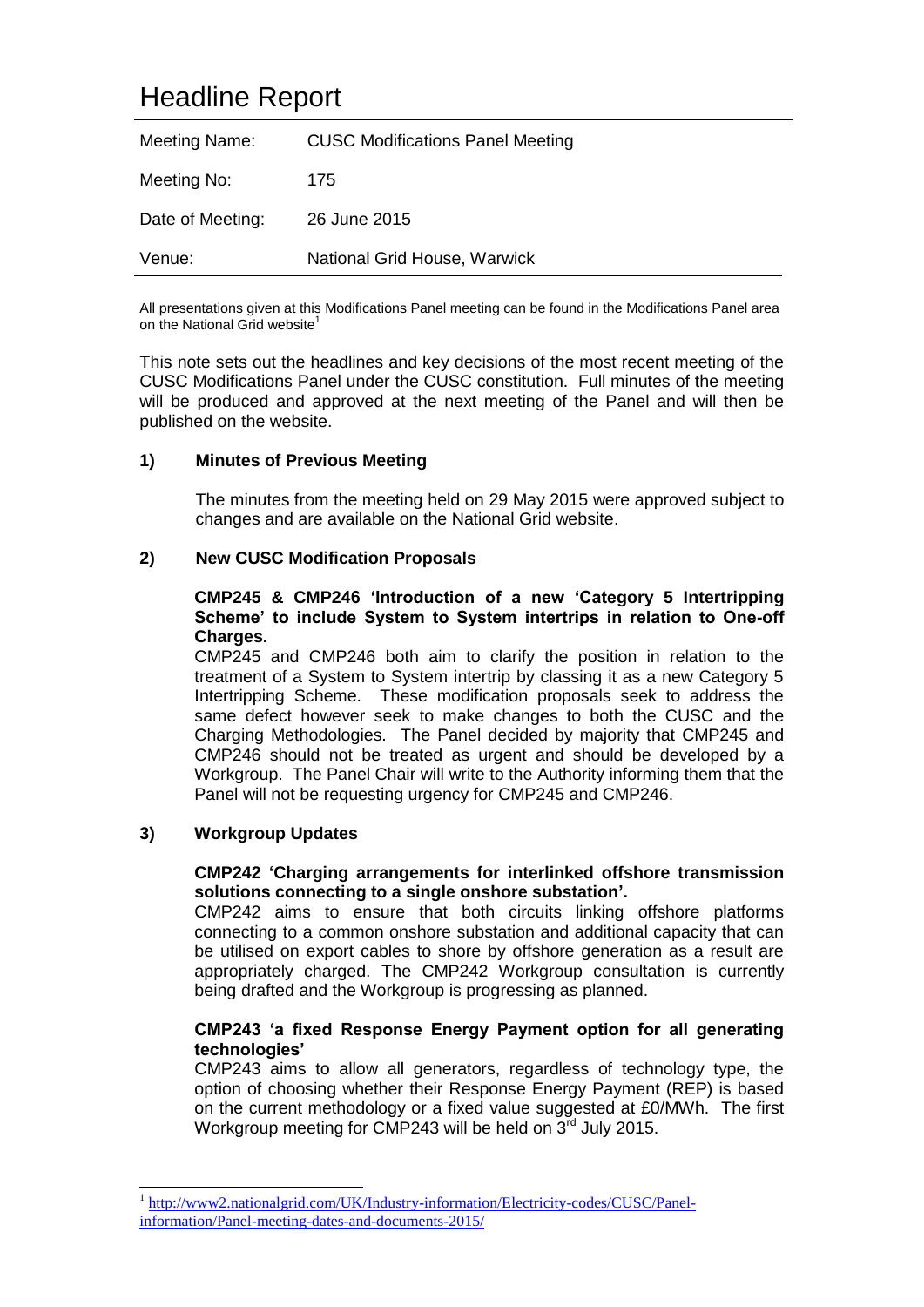# Headline Report

| | |
|---|---|
| Meeting Name: | CUSC Modifications Panel Meeting |
| Meeting No: | 175 |
| Date of Meeting: | 26 June 2015 |
| Venue: | National Grid House, Warwick |

All presentations given at this Modifications Panel meeting can be found in the Modifications Panel area on the National Grid website[1]

This note sets out the headlines and key decisions of the most recent meeting of the CUSC Modifications Panel under the CUSC constitution. Full minutes of the meeting will be produced and approved at the next meeting of the Panel and will then be published on the website.

**1) Minutes of Previous Meeting**

The minutes from the meeting held on 29 May 2015 were approved subject to changes and are available on the National Grid website.

**2) New CUSC Modification Proposals**

**CMP245 & CMP246 'Introduction of a new 'Category 5 Intertripping Scheme' to include System to System intertrips in relation to One-off Charges.**

CMP245 and CMP246 both aim to clarify the position in relation to the treatment of a System to System intertrip by classing it as a new Category 5 Intertripping Scheme. These modification proposals seek to address the same defect however seek to make changes to both the CUSC and the Charging Methodologies. The Panel decided by majority that CMP245 and CMP246 should not be treated as urgent and should be developed by a Workgroup. The Panel Chair will write to the Authority informing them that the Panel will not be requesting urgency for CMP245 and CMP246.

**3) Workgroup Updates**

**CMP242 'Charging arrangements for interlinked offshore transmission solutions connecting to a single onshore substation'.**

CMP242 aims to ensure that both circuits linking offshore platforms connecting to a common onshore substation and additional capacity that can be utilised on export cables to shore by offshore generation as a result are appropriately charged. The CMP242 Workgroup consultation is currently being drafted and the Workgroup is progressing as planned.

**CMP243 'a fixed Response Energy Payment option for all generating technologies'**

CMP243 aims to allow all generators, regardless of technology type, the option of choosing whether their Response Energy Payment (REP) is based on the current methodology or a fixed value suggested at £0/MWh. The first Workgroup meeting for CMP243 will be held on 3rd July 2015.

---

[1] http://www2.nationalgrid.com/UK/Industry-information/Electricity-codes/CUSC/Panel-information/Panel-meeting-dates-and-documents-2015/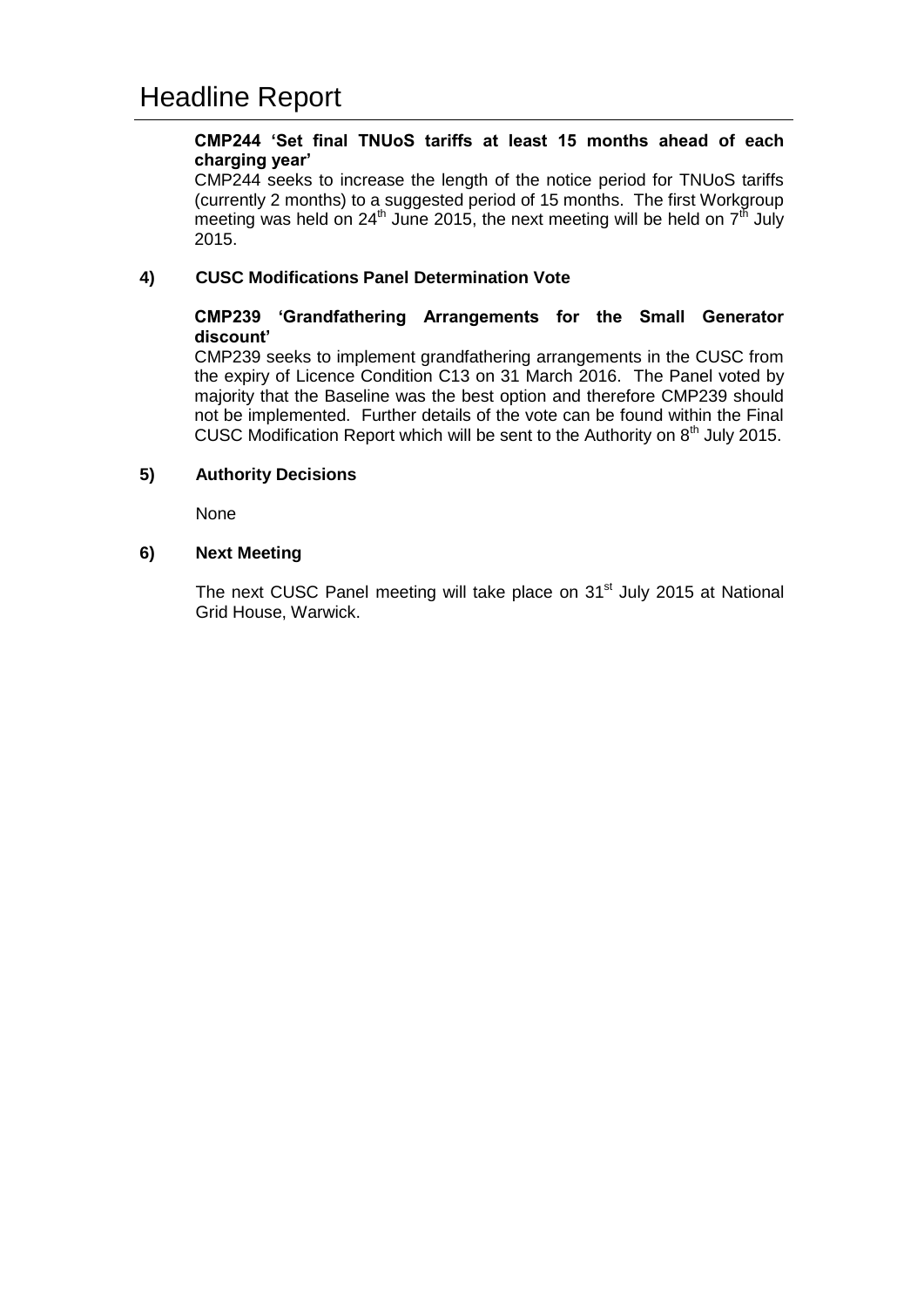**CMP244 'Set final TNUoS tariffs at least 15 months ahead of each charging year'**

CMP244 seeks to increase the length of the notice period for TNUoS tariffs (currently 2 months) to a suggested period of 15 months. The first Workgroup meeting was held on 24th June 2015, the next meeting will be held on 7th July 2015.

## 4) CUSC Modifications Panel Determination Vote

**CMP239 'Grandfathering Arrangements for the Small Generator discount'**

CMP239 seeks to implement grandfathering arrangements in the CUSC from the expiry of Licence Condition C13 on 31 March 2016. The Panel voted by majority that the Baseline was the best option and therefore CMP239 should not be implemented. Further details of the vote can be found within the Final CUSC Modification Report which will be sent to the Authority on 8th July 2015.

## 5) Authority Decisions

None

## 6) Next Meeting

The next CUSC Panel meeting will take place on 31st July 2015 at National Grid House, Warwick.